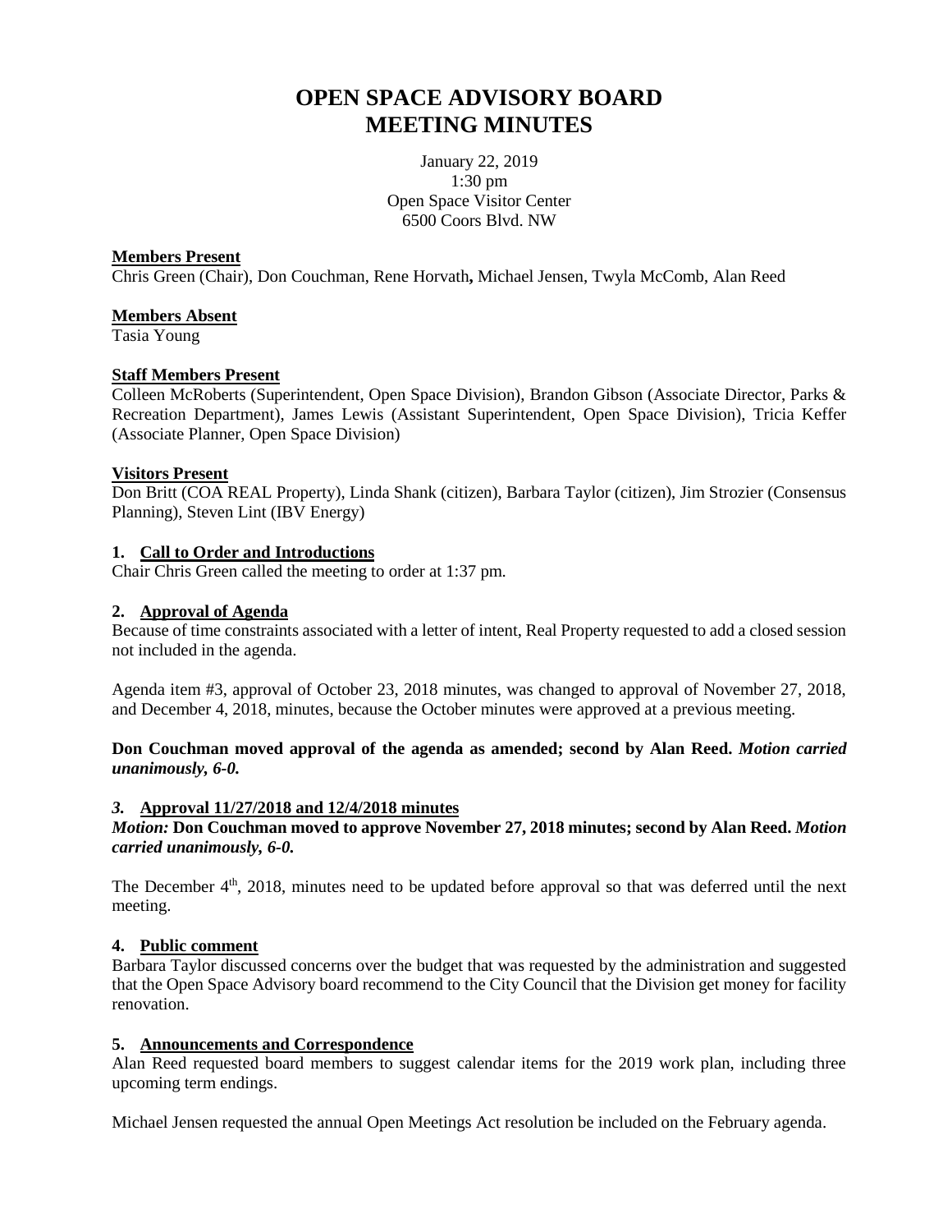# OPEN SPACE ADVISORY BOARD
# MEETING MINUTES

January 22, 2019
1:30 pm
Open Space Visitor Center
6500 Coors Blvd. NW

**Members Present**
Chris Green (Chair), Don Couchman, Rene Horvath**,** Michael Jensen, Twyla McComb, Alan Reed

**Members Absent**
Tasia Young

**Staff Members Present**
Colleen McRoberts (Superintendent, Open Space Division), Brandon Gibson (Associate Director, Parks & Recreation Department), James Lewis (Assistant Superintendent, Open Space Division), Tricia Keffer (Associate Planner, Open Space Division)

**Visitors Present**
Don Britt (COA REAL Property), Linda Shank (citizen), Barbara Taylor (citizen), Jim Strozier (Consensus Planning), Steven Lint (IBV Energy)

### 1. Call to Order and Introductions

Chair Chris Green called the meeting to order at 1:37 pm.

### 2. Approval of Agenda

Because of time constraints associated with a letter of intent, Real Property requested to add a closed session not included in the agenda.

Agenda item #3, approval of October 23, 2018 minutes, was changed to approval of November 27, 2018, and December 4, 2018, minutes, because the October minutes were approved at a previous meeting.

**Don Couchman moved approval of the agenda as amended; second by Alan Reed.** ***Motion carried unanimously, 6-0.***

### *3.* Approval 11/27/2018 and 12/4/2018 minutes

***Motion:*** **Don Couchman moved to approve November 27, 2018 minutes; second by Alan Reed.** ***Motion carried unanimously, 6-0.***

The December 4th, 2018, minutes need to be updated before approval so that was deferred until the next meeting.

### 4. Public comment

Barbara Taylor discussed concerns over the budget that was requested by the administration and suggested that the Open Space Advisory board recommend to the City Council that the Division get money for facility renovation.

### 5. Announcements and Correspondence

Alan Reed requested board members to suggest calendar items for the 2019 work plan, including three upcoming term endings.

Michael Jensen requested the annual Open Meetings Act resolution be included on the February agenda.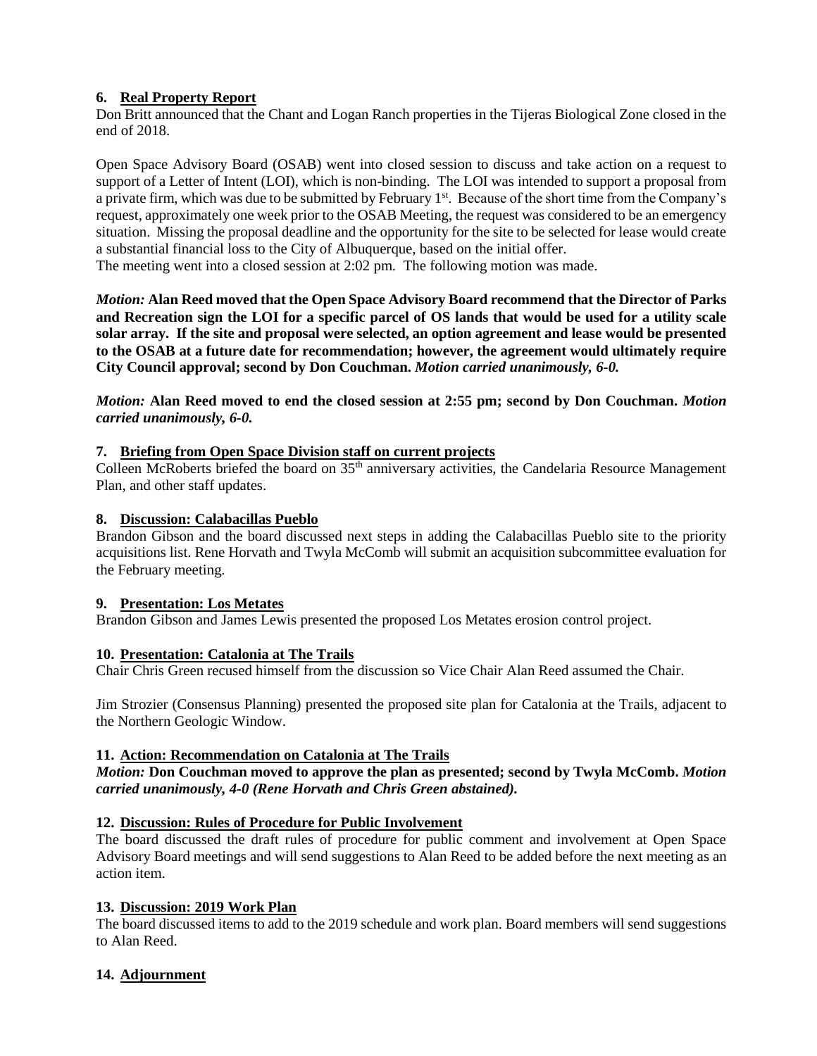## 6. Real Property Report

Don Britt announced that the Chant and Logan Ranch properties in the Tijeras Biological Zone closed in the end of 2018.

Open Space Advisory Board (OSAB) went into closed session to discuss and take action on a request to support of a Letter of Intent (LOI), which is non-binding. The LOI was intended to support a proposal from a private firm, which was due to be submitted by February 1st. Because of the short time from the Company's request, approximately one week prior to the OSAB Meeting, the request was considered to be an emergency situation. Missing the proposal deadline and the opportunity for the site to be selected for lease would create a substantial financial loss to the City of Albuquerque, based on the initial offer.
The meeting went into a closed session at 2:02 pm. The following motion was made.

***Motion:*** **Alan Reed moved that the Open Space Advisory Board recommend that the Director of Parks and Recreation sign the LOI for a specific parcel of OS lands that would be used for a utility scale solar array. If the site and proposal were selected, an option agreement and lease would be presented to the OSAB at a future date for recommendation; however, the agreement would ultimately require City Council approval; second by Don Couchman.** ***Motion carried unanimously, 6-0.***

***Motion:*** **Alan Reed moved to end the closed session at 2:55 pm; second by Don Couchman.** ***Motion carried unanimously, 6-0.***

## 7. Briefing from Open Space Division staff on current projects

Colleen McRoberts briefed the board on 35th anniversary activities, the Candelaria Resource Management Plan, and other staff updates.

## 8. Discussion: Calabacillas Pueblo

Brandon Gibson and the board discussed next steps in adding the Calabacillas Pueblo site to the priority acquisitions list. Rene Horvath and Twyla McComb will submit an acquisition subcommittee evaluation for the February meeting.

## 9. Presentation: Los Metates

Brandon Gibson and James Lewis presented the proposed Los Metates erosion control project.

## 10. Presentation: Catalonia at The Trails

Chair Chris Green recused himself from the discussion so Vice Chair Alan Reed assumed the Chair.

Jim Strozier (Consensus Planning) presented the proposed site plan for Catalonia at the Trails, adjacent to the Northern Geologic Window.

## 11. Action: Recommendation on Catalonia at The Trails

***Motion:*** **Don Couchman moved to approve the plan as presented; second by Twyla McComb.** ***Motion carried unanimously, 4-0 (Rene Horvath and Chris Green abstained).***

## 12. Discussion: Rules of Procedure for Public Involvement

The board discussed the draft rules of procedure for public comment and involvement at Open Space Advisory Board meetings and will send suggestions to Alan Reed to be added before the next meeting as an action item.

## 13. Discussion: 2019 Work Plan

The board discussed items to add to the 2019 schedule and work plan. Board members will send suggestions to Alan Reed.

## 14. Adjournment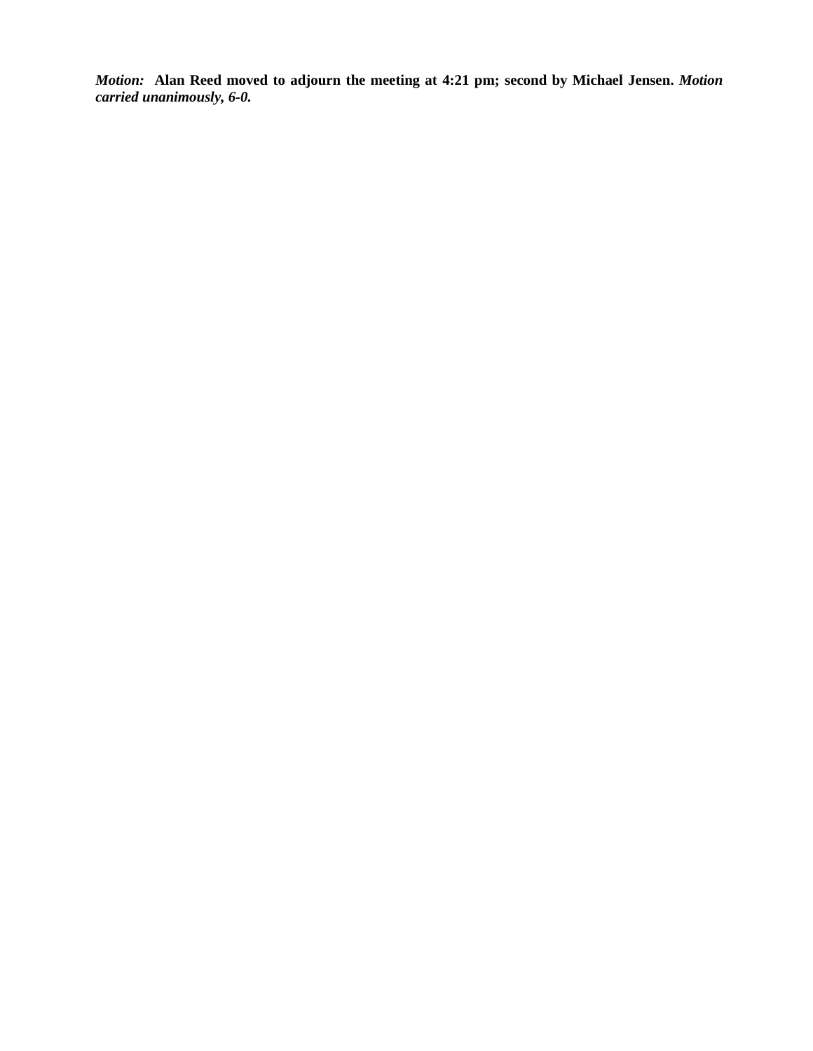***Motion:*** **Alan Reed moved to adjourn the meeting at 4:21 pm; second by Michael Jensen.** ***Motion carried unanimously, 6-0.***